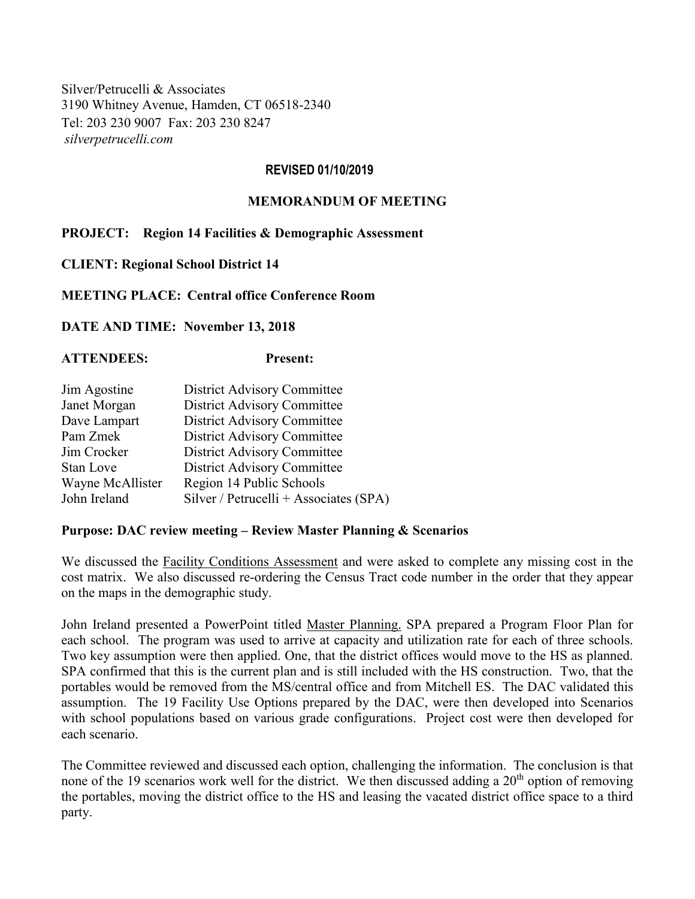Silver/Petrucelli & Associates
3190 Whitney Avenue, Hamden, CT 06518-2340
Tel: 203 230 9007  Fax: 203 230 8247
*silverpetrucelli.com*

**REVISED 01/10/2019**

**MEMORANDUM OF MEETING**

**PROJECT: Region 14 Facilities & Demographic Assessment**

**CLIENT: Regional School District 14**

**MEETING PLACE: Central office Conference Room**

**DATE AND TIME: November 13, 2018**

**ATTENDEES: Present:**

| | |
|---|---|
| Jim Agostine | District Advisory Committee |
| Janet Morgan | District Advisory Committee |
| Dave Lampart | District Advisory Committee |
| Pam Zmek | District Advisory Committee |
| Jim Crocker | District Advisory Committee |
| Stan Love | District Advisory Committee |
| Wayne McAllister | Region 14 Public Schools |
| John Ireland | Silver / Petrucelli + Associates (SPA) |

**Purpose: DAC review meeting – Review Master Planning & Scenarios**

We discussed the Facility Conditions Assessment and were asked to complete any missing cost in the cost matrix. We also discussed re-ordering the Census Tract code number in the order that they appear on the maps in the demographic study.

John Ireland presented a PowerPoint titled Master Planning. SPA prepared a Program Floor Plan for each school. The program was used to arrive at capacity and utilization rate for each of three schools. Two key assumption were then applied. One, that the district offices would move to the HS as planned. SPA confirmed that this is the current plan and is still included with the HS construction. Two, that the portables would be removed from the MS/central office and from Mitchell ES. The DAC validated this assumption. The 19 Facility Use Options prepared by the DAC, were then developed into Scenarios with school populations based on various grade configurations. Project cost were then developed for each scenario.

The Committee reviewed and discussed each option, challenging the information. The conclusion is that none of the 19 scenarios work well for the district. We then discussed adding a 20th option of removing the portables, moving the district office to the HS and leasing the vacated district office space to a third party.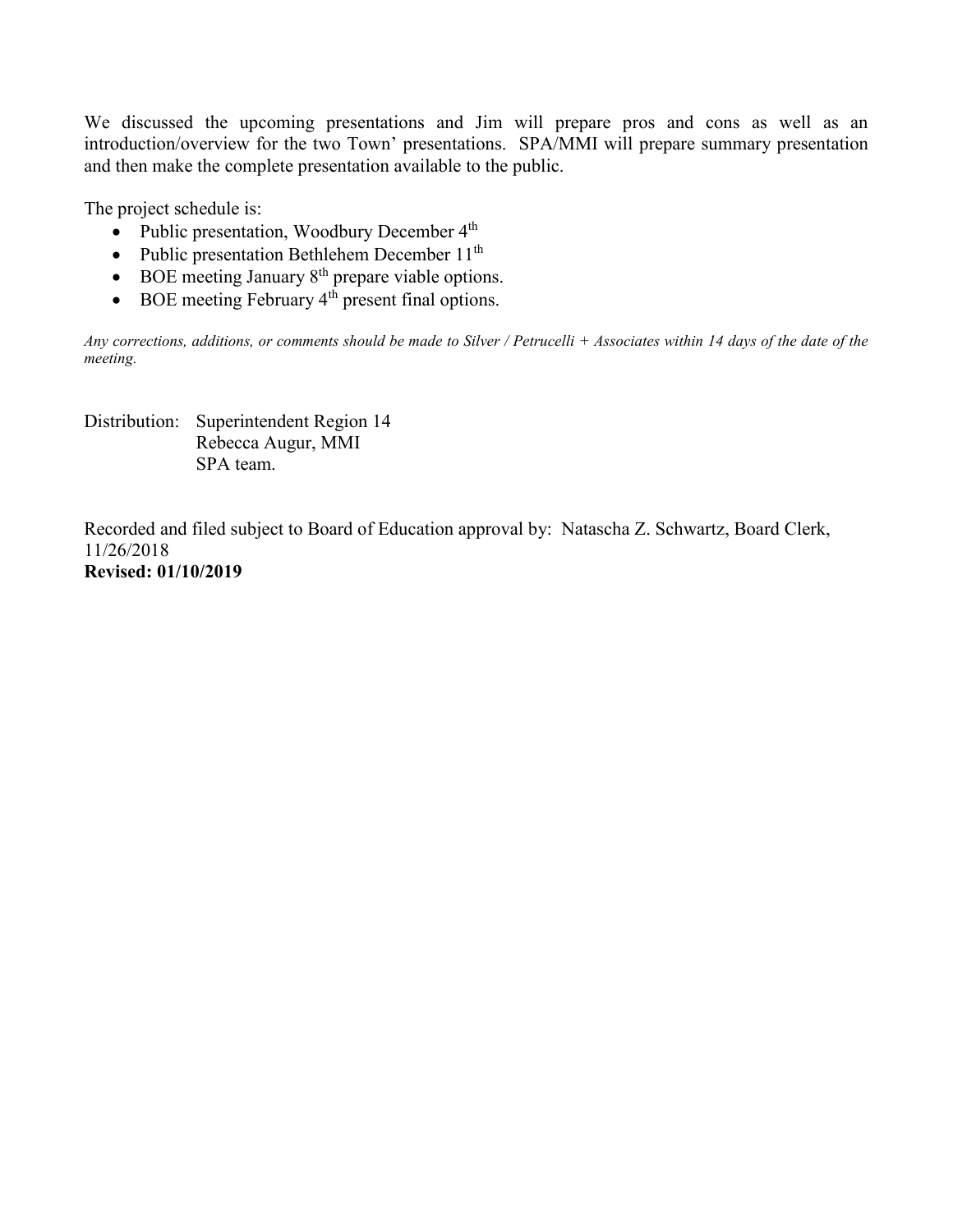We discussed the upcoming presentations and Jim will prepare pros and cons as well as an introduction/overview for the two Town' presentations. SPA/MMI will prepare summary presentation and then make the complete presentation available to the public.

The project schedule is:

- Public presentation, Woodbury December 4th
- Public presentation Bethlehem December 11th
- BOE meeting January 8th prepare viable options.
- BOE meeting February 4th present final options.

*Any corrections, additions, or comments should be made to Silver / Petrucelli + Associates within 14 days of the date of the meeting.*

Distribution: Superintendent Region 14
Rebecca Augur, MMI
SPA team.

Recorded and filed subject to Board of Education approval by: Natascha Z. Schwartz, Board Clerk, 11/26/2018
**Revised: 01/10/2019**